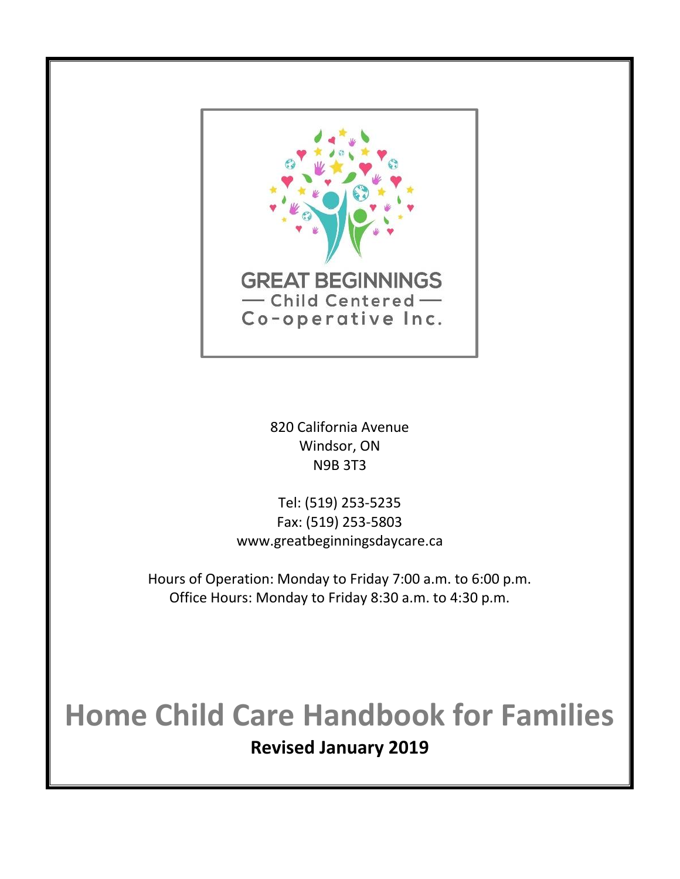GREAT BEGINNINGS
— Child Centered —
Co-operative Inc.

820 California Avenue
Windsor, ON
N9B 3T3

Tel: (519) 253-5235
Fax: (519) 253-5803
www.greatbeginningsdaycare.ca

Hours of Operation: Monday to Friday 7:00 a.m. to 6:00 p.m.
Office Hours: Monday to Friday 8:30 a.m. to 4:30 p.m.

# Home Child Care Handbook for Families

**Revised January 2019**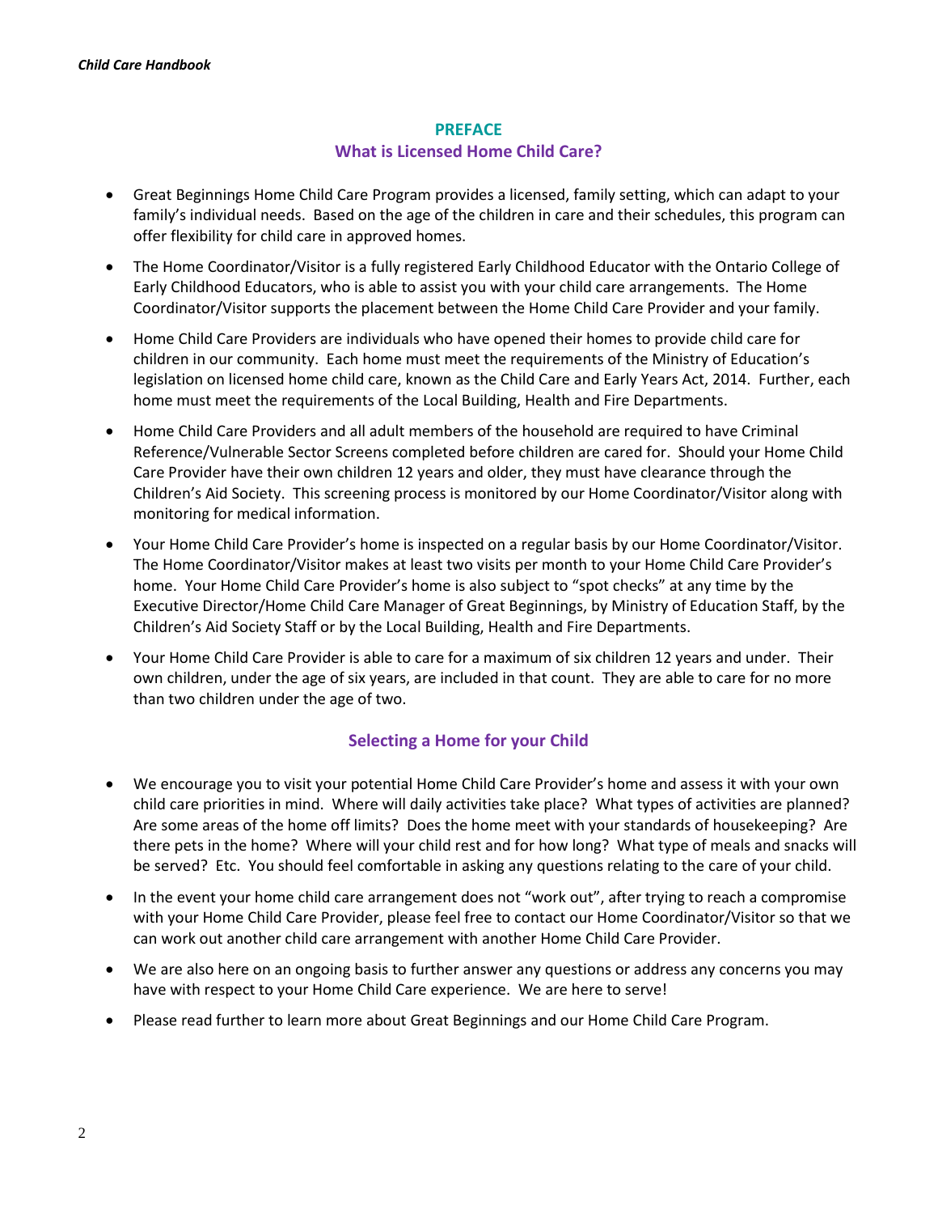## PREFACE

### What is Licensed Home Child Care?

- Great Beginnings Home Child Care Program provides a licensed, family setting, which can adapt to your family's individual needs. Based on the age of the children in care and their schedules, this program can offer flexibility for child care in approved homes.
- The Home Coordinator/Visitor is a fully registered Early Childhood Educator with the Ontario College of Early Childhood Educators, who is able to assist you with your child care arrangements. The Home Coordinator/Visitor supports the placement between the Home Child Care Provider and your family.
- Home Child Care Providers are individuals who have opened their homes to provide child care for children in our community. Each home must meet the requirements of the Ministry of Education's legislation on licensed home child care, known as the Child Care and Early Years Act, 2014. Further, each home must meet the requirements of the Local Building, Health and Fire Departments.
- Home Child Care Providers and all adult members of the household are required to have Criminal Reference/Vulnerable Sector Screens completed before children are cared for. Should your Home Child Care Provider have their own children 12 years and older, they must have clearance through the Children's Aid Society. This screening process is monitored by our Home Coordinator/Visitor along with monitoring for medical information.
- Your Home Child Care Provider's home is inspected on a regular basis by our Home Coordinator/Visitor. The Home Coordinator/Visitor makes at least two visits per month to your Home Child Care Provider's home. Your Home Child Care Provider's home is also subject to "spot checks" at any time by the Executive Director/Home Child Care Manager of Great Beginnings, by Ministry of Education Staff, by the Children's Aid Society Staff or by the Local Building, Health and Fire Departments.
- Your Home Child Care Provider is able to care for a maximum of six children 12 years and under. Their own children, under the age of six years, are included in that count. They are able to care for no more than two children under the age of two.

### Selecting a Home for your Child

- We encourage you to visit your potential Home Child Care Provider's home and assess it with your own child care priorities in mind. Where will daily activities take place? What types of activities are planned? Are some areas of the home off limits? Does the home meet with your standards of housekeeping? Are there pets in the home? Where will your child rest and for how long? What type of meals and snacks will be served? Etc. You should feel comfortable in asking any questions relating to the care of your child.
- In the event your home child care arrangement does not "work out", after trying to reach a compromise with your Home Child Care Provider, please feel free to contact our Home Coordinator/Visitor so that we can work out another child care arrangement with another Home Child Care Provider.
- We are also here on an ongoing basis to further answer any questions or address any concerns you may have with respect to your Home Child Care experience. We are here to serve!
- Please read further to learn more about Great Beginnings and our Home Child Care Program.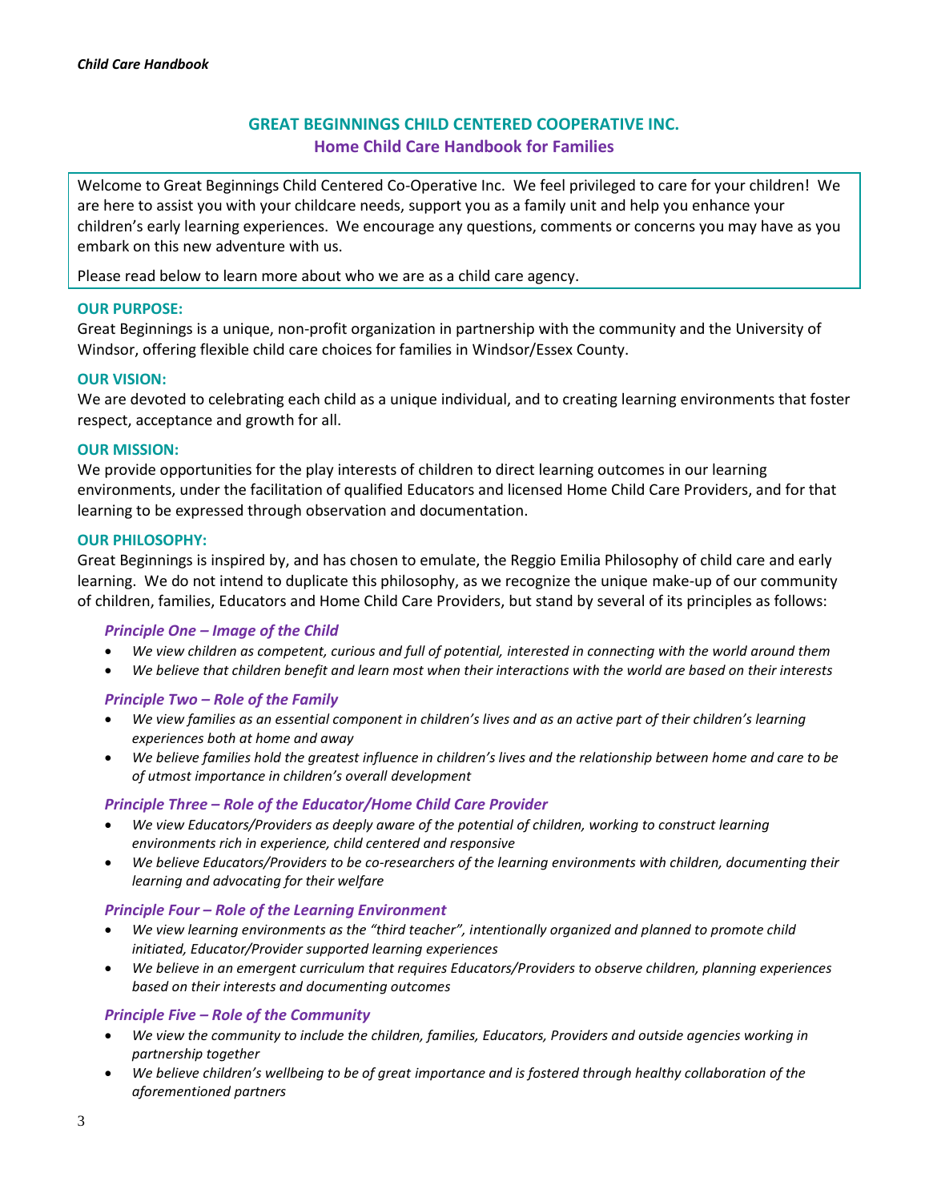# GREAT BEGINNINGS CHILD CENTERED COOPERATIVE INC.
## Home Child Care Handbook for Families

Welcome to Great Beginnings Child Centered Co-Operative Inc. We feel privileged to care for your children! We are here to assist you with your childcare needs, support you as a family unit and help you enhance your children's early learning experiences. We encourage any questions, comments or concerns you may have as you embark on this new adventure with us.

Please read below to learn more about who we are as a child care agency.

### OUR PURPOSE:

Great Beginnings is a unique, non-profit organization in partnership with the community and the University of Windsor, offering flexible child care choices for families in Windsor/Essex County.

### OUR VISION:

We are devoted to celebrating each child as a unique individual, and to creating learning environments that foster respect, acceptance and growth for all.

### OUR MISSION:

We provide opportunities for the play interests of children to direct learning outcomes in our learning environments, under the facilitation of qualified Educators and licensed Home Child Care Providers, and for that learning to be expressed through observation and documentation.

### OUR PHILOSOPHY:

Great Beginnings is inspired by, and has chosen to emulate, the Reggio Emilia Philosophy of child care and early learning. We do not intend to duplicate this philosophy, as we recognize the unique make-up of our community of children, families, Educators and Home Child Care Providers, but stand by several of its principles as follows:

#### *Principle One – Image of the Child*

- *We view children as competent, curious and full of potential, interested in connecting with the world around them*
- *We believe that children benefit and learn most when their interactions with the world are based on their interests*

#### *Principle Two – Role of the Family*

- *We view families as an essential component in children's lives and as an active part of their children's learning experiences both at home and away*
- *We believe families hold the greatest influence in children's lives and the relationship between home and care to be of utmost importance in children's overall development*

#### *Principle Three – Role of the Educator/Home Child Care Provider*

- *We view Educators/Providers as deeply aware of the potential of children, working to construct learning environments rich in experience, child centered and responsive*
- *We believe Educators/Providers to be co-researchers of the learning environments with children, documenting their learning and advocating for their welfare*

#### *Principle Four – Role of the Learning Environment*

- *We view learning environments as the "third teacher", intentionally organized and planned to promote child initiated, Educator/Provider supported learning experiences*
- *We believe in an emergent curriculum that requires Educators/Providers to observe children, planning experiences based on their interests and documenting outcomes*

#### *Principle Five – Role of the Community*

- *We view the community to include the children, families, Educators, Providers and outside agencies working in partnership together*
- *We believe children's wellbeing to be of great importance and is fostered through healthy collaboration of the aforementioned partners*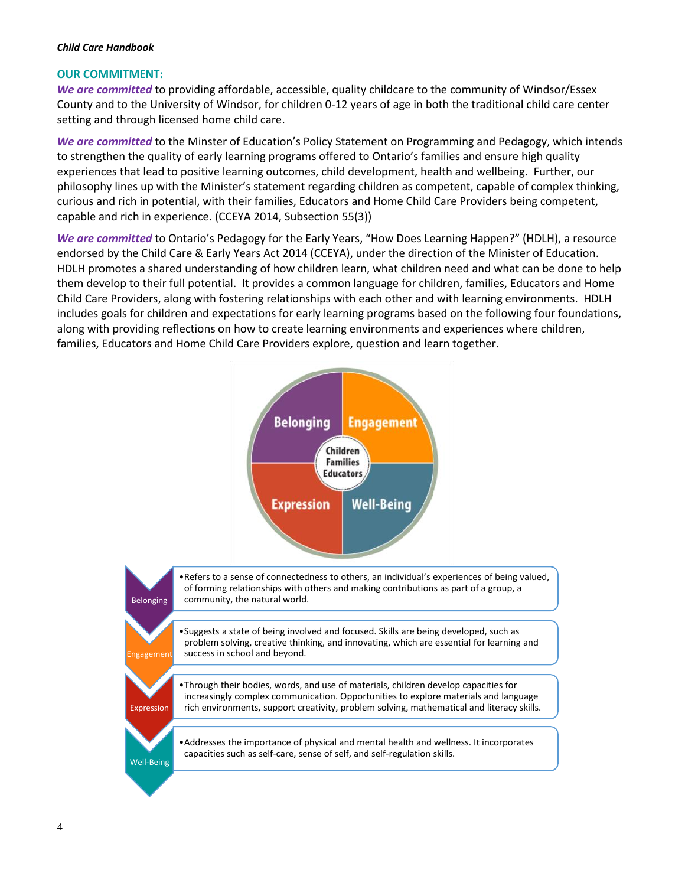## OUR COMMITMENT:

***We are committed*** to providing affordable, accessible, quality childcare to the community of Windsor/Essex County and to the University of Windsor, for children 0-12 years of age in both the traditional child care center setting and through licensed home child care.

***We are committed*** to the Minster of Education's Policy Statement on Programming and Pedagogy, which intends to strengthen the quality of early learning programs offered to Ontario's families and ensure high quality experiences that lead to positive learning outcomes, child development, health and wellbeing. Further, our philosophy lines up with the Minister's statement regarding children as competent, capable of complex thinking, curious and rich in potential, with their families, Educators and Home Child Care Providers being competent, capable and rich in experience. (CCEYA 2014, Subsection 55(3))

***We are committed*** to Ontario's Pedagogy for the Early Years, "How Does Learning Happen?" (HDLH), a resource endorsed by the Child Care & Early Years Act 2014 (CCEYA), under the direction of the Minister of Education. HDLH promotes a shared understanding of how children learn, what children need and what can be done to help them develop to their full potential. It provides a common language for children, families, Educators and Home Child Care Providers, along with fostering relationships with each other and with learning environments. HDLH includes goals for children and expectations for early learning programs based on the following four foundations, along with providing reflections on how to create learning environments and experiences where children, families, Educators and Home Child Care Providers explore, question and learn together.

Belonging | Engagement | Expression | Well-Being — Children, Families, Educators

| Foundation | Description |
| --- | --- |
| Belonging | Refers to a sense of connectedness to others, an individual's experiences of being valued, of forming relationships with others and making contributions as part of a group, a community, the natural world. |
| Engagement | Suggests a state of being involved and focused. Skills are being developed, such as problem solving, creative thinking, and innovating, which are essential for learning and success in school and beyond. |
| Expression | Through their bodies, words, and use of materials, children develop capacities for increasingly complex communication. Opportunities to explore materials and language rich environments, support creativity, problem solving, mathematical and literacy skills. |
| Well-Being | Addresses the importance of physical and mental health and wellness. It incorporates capacities such as self-care, sense of self, and self-regulation skills. |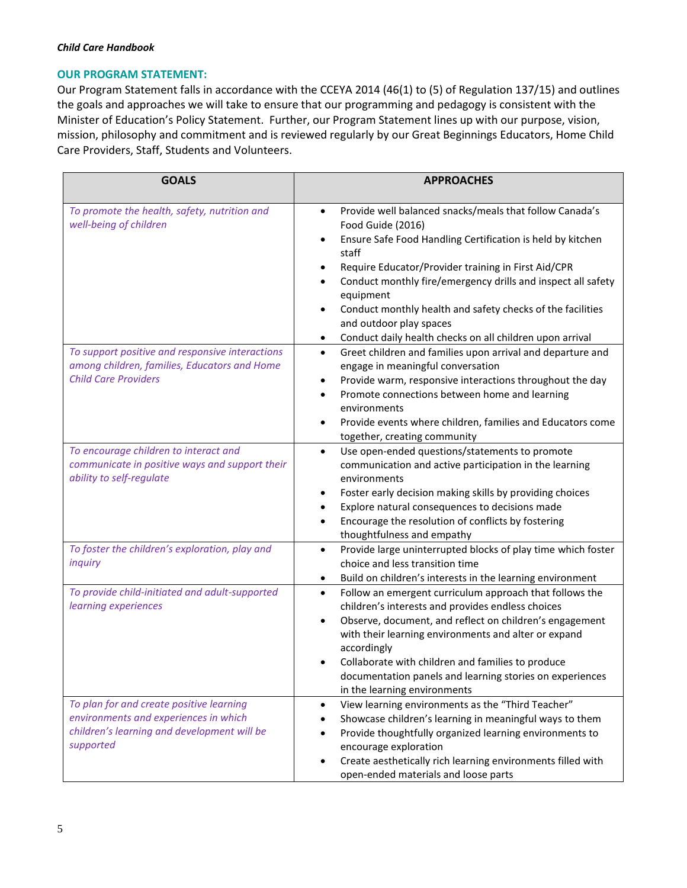## OUR PROGRAM STATEMENT:

Our Program Statement falls in accordance with the CCEYA 2014 (46(1) to (5) of Regulation 137/15) and outlines the goals and approaches we will take to ensure that our programming and pedagogy is consistent with the Minister of Education's Policy Statement. Further, our Program Statement lines up with our purpose, vision, mission, philosophy and commitment and is reviewed regularly by our Great Beginnings Educators, Home Child Care Providers, Staff, Students and Volunteers.

| GOALS | APPROACHES |
|---|---|
| *To promote the health, safety, nutrition and well-being of children* | • Provide well balanced snacks/meals that follow Canada's Food Guide (2016)<br>• Ensure Safe Food Handling Certification is held by kitchen staff<br>• Require Educator/Provider training in First Aid/CPR<br>• Conduct monthly fire/emergency drills and inspect all safety equipment<br>• Conduct monthly health and safety checks of the facilities and outdoor play spaces<br>• Conduct daily health checks on all children upon arrival |
| *To support positive and responsive interactions among children, families, Educators and Home Child Care Providers* | • Greet children and families upon arrival and departure and engage in meaningful conversation<br>• Provide warm, responsive interactions throughout the day<br>• Promote connections between home and learning environments<br>• Provide events where children, families and Educators come together, creating community |
| *To encourage children to interact and communicate in positive ways and support their ability to self-regulate* | • Use open-ended questions/statements to promote communication and active participation in the learning environments<br>• Foster early decision making skills by providing choices<br>• Explore natural consequences to decisions made<br>• Encourage the resolution of conflicts by fostering thoughtfulness and empathy |
| *To foster the children's exploration, play and inquiry* | • Provide large uninterrupted blocks of play time which foster choice and less transition time<br>• Build on children's interests in the learning environment |
| *To provide child-initiated and adult-supported learning experiences* | • Follow an emergent curriculum approach that follows the children's interests and provides endless choices<br>• Observe, document, and reflect on children's engagement with their learning environments and alter or expand accordingly<br>• Collaborate with children and families to produce documentation panels and learning stories on experiences in the learning environments |
| *To plan for and create positive learning environments and experiences in which children's learning and development will be supported* | • View learning environments as the "Third Teacher"<br>• Showcase children's learning in meaningful ways to them<br>• Provide thoughtfully organized learning environments to encourage exploration<br>• Create aesthetically rich learning environments filled with open-ended materials and loose parts |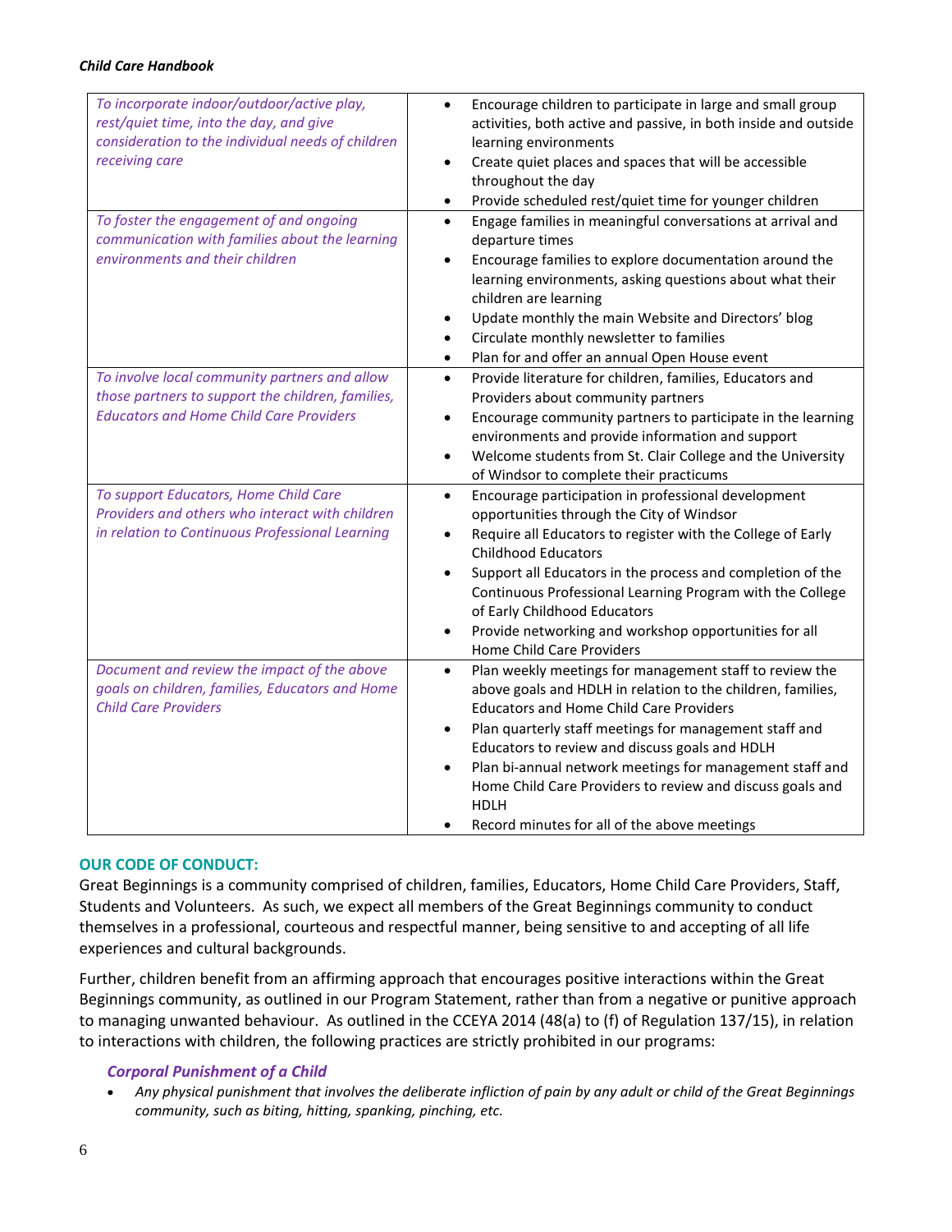| To incorporate indoor/outdoor/active play, rest/quiet time, into the day, and give consideration to the individual needs of children receiving care | • Encourage children to participate in large and small group activities, both active and passive, in both inside and outside learning environments<br>• Create quiet places and spaces that will be accessible throughout the day<br>• Provide scheduled rest/quiet time for younger children |
|---|---|
| *To foster the engagement of and ongoing communication with families about the learning environments and their children* | • Engage families in meaningful conversations at arrival and departure times<br>• Encourage families to explore documentation around the learning environments, asking questions about what their children are learning<br>• Update monthly the main Website and Directors' blog<br>• Circulate monthly newsletter to families<br>• Plan for and offer an annual Open House event |
| *To involve local community partners and allow those partners to support the children, families, Educators and Home Child Care Providers* | • Provide literature for children, families, Educators and Providers about community partners<br>• Encourage community partners to participate in the learning environments and provide information and support<br>• Welcome students from St. Clair College and the University of Windsor to complete their practicums |
| *To support Educators, Home Child Care Providers and others who interact with children in relation to Continuous Professional Learning* | • Encourage participation in professional development opportunities through the City of Windsor<br>• Require all Educators to register with the College of Early Childhood Educators<br>• Support all Educators in the process and completion of the Continuous Professional Learning Program with the College of Early Childhood Educators<br>• Provide networking and workshop opportunities for all Home Child Care Providers |
| *Document and review the impact of the above goals on children, families, Educators and Home Child Care Providers* | • Plan weekly meetings for management staff to review the above goals and HDLH in relation to the children, families, Educators and Home Child Care Providers<br>• Plan quarterly staff meetings for management staff and Educators to review and discuss goals and HDLH<br>• Plan bi-annual network meetings for management staff and Home Child Care Providers to review and discuss goals and HDLH<br>• Record minutes for all of the above meetings |

## OUR CODE OF CONDUCT:

Great Beginnings is a community comprised of children, families, Educators, Home Child Care Providers, Staff, Students and Volunteers. As such, we expect all members of the Great Beginnings community to conduct themselves in a professional, courteous and respectful manner, being sensitive to and accepting of all life experiences and cultural backgrounds.

Further, children benefit from an affirming approach that encourages positive interactions within the Great Beginnings community, as outlined in our Program Statement, rather than from a negative or punitive approach to managing unwanted behaviour. As outlined in the CCEYA 2014 (48(a) to (f) of Regulation 137/15), in relation to interactions with children, the following practices are strictly prohibited in our programs:

### *Corporal Punishment of a Child*

- *Any physical punishment that involves the deliberate infliction of pain by any adult or child of the Great Beginnings community, such as biting, hitting, spanking, pinching, etc.*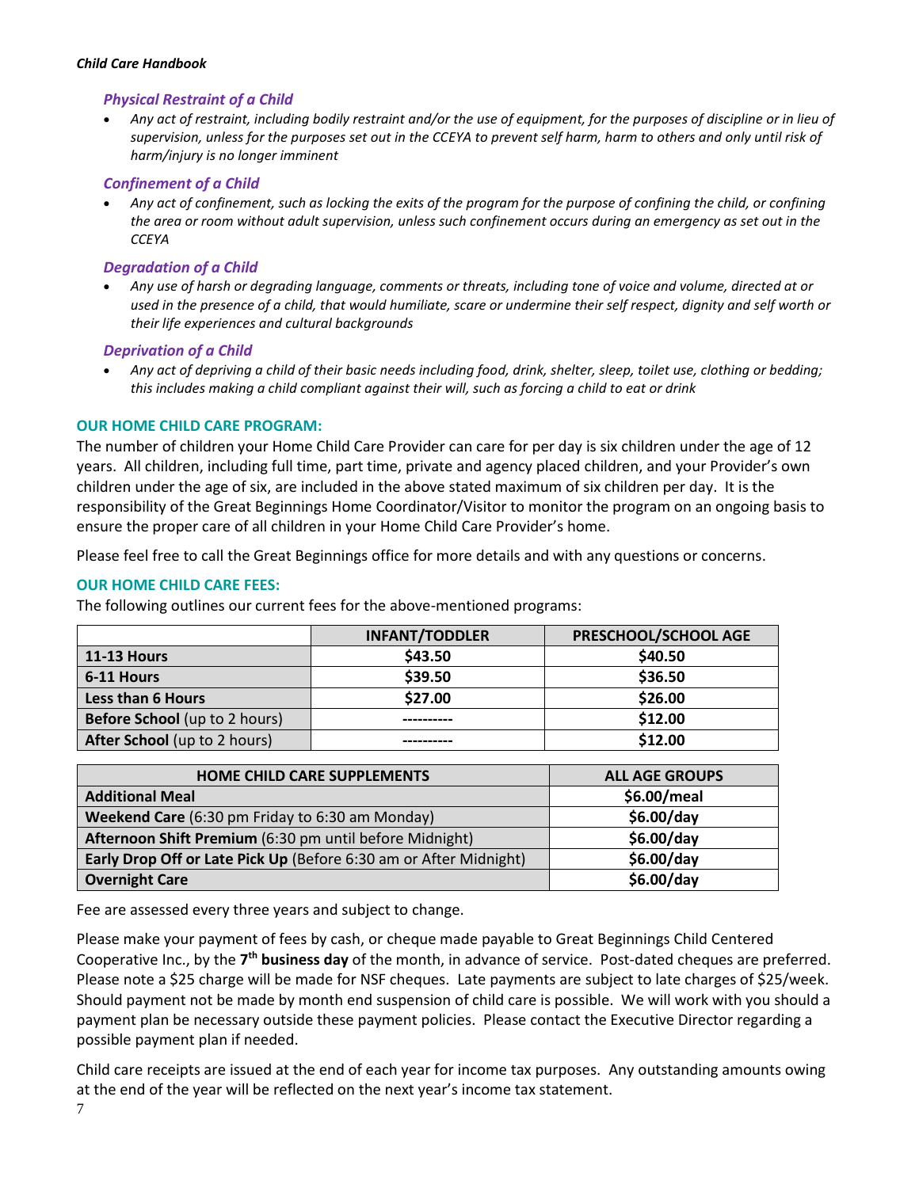### *Physical Restraint of a Child*

- *Any act of restraint, including bodily restraint and/or the use of equipment, for the purposes of discipline or in lieu of supervision, unless for the purposes set out in the CCEYA to prevent self harm, harm to others and only until risk of harm/injury is no longer imminent*

### *Confinement of a Child*

- *Any act of confinement, such as locking the exits of the program for the purpose of confining the child, or confining the area or room without adult supervision, unless such confinement occurs during an emergency as set out in the CCEYA*

### *Degradation of a Child*

- *Any use of harsh or degrading language, comments or threats, including tone of voice and volume, directed at or used in the presence of a child, that would humiliate, scare or undermine their self respect, dignity and self worth or their life experiences and cultural backgrounds*

### *Deprivation of a Child*

- *Any act of depriving a child of their basic needs including food, drink, shelter, sleep, toilet use, clothing or bedding; this includes making a child compliant against their will, such as forcing a child to eat or drink*

## OUR HOME CHILD CARE PROGRAM:

The number of children your Home Child Care Provider can care for per day is six children under the age of 12 years. All children, including full time, part time, private and agency placed children, and your Provider's own children under the age of six, are included in the above stated maximum of six children per day. It is the responsibility of the Great Beginnings Home Coordinator/Visitor to monitor the program on an ongoing basis to ensure the proper care of all children in your Home Child Care Provider's home.

Please feel free to call the Great Beginnings office for more details and with any questions or concerns.

## OUR HOME CHILD CARE FEES:

The following outlines our current fees for the above-mentioned programs:

| | INFANT/TODDLER | PRESCHOOL/SCHOOL AGE |
|---|---|---|
| **11-13 Hours** | **$43.50** | **$40.50** |
| **6-11 Hours** | **$39.50** | **$36.50** |
| **Less than 6 Hours** | **$27.00** | **$26.00** |
| **Before School** (up to 2 hours) | ---------- | **$12.00** |
| **After School** (up to 2 hours) | ---------- | **$12.00** |

| HOME CHILD CARE SUPPLEMENTS | ALL AGE GROUPS |
|---|---|
| **Additional Meal** | **$6.00/meal** |
| **Weekend Care** (6:30 pm Friday to 6:30 am Monday) | **$6.00/day** |
| **Afternoon Shift Premium** (6:30 pm until before Midnight) | **$6.00/day** |
| **Early Drop Off or Late Pick Up** (Before 6:30 am or After Midnight) | **$6.00/day** |
| **Overnight Care** | **$6.00/day** |

Fee are assessed every three years and subject to change.

Please make your payment of fees by cash, or cheque made payable to Great Beginnings Child Centered Cooperative Inc., by the **7th business day** of the month, in advance of service. Post-dated cheques are preferred. Please note a $25 charge will be made for NSF cheques. Late payments are subject to late charges of $25/week. Should payment not be made by month end suspension of child care is possible. We will work with you should a payment plan be necessary outside these payment policies. Please contact the Executive Director regarding a possible payment plan if needed.

Child care receipts are issued at the end of each year for income tax purposes. Any outstanding amounts owing at the end of the year will be reflected on the next year's income tax statement.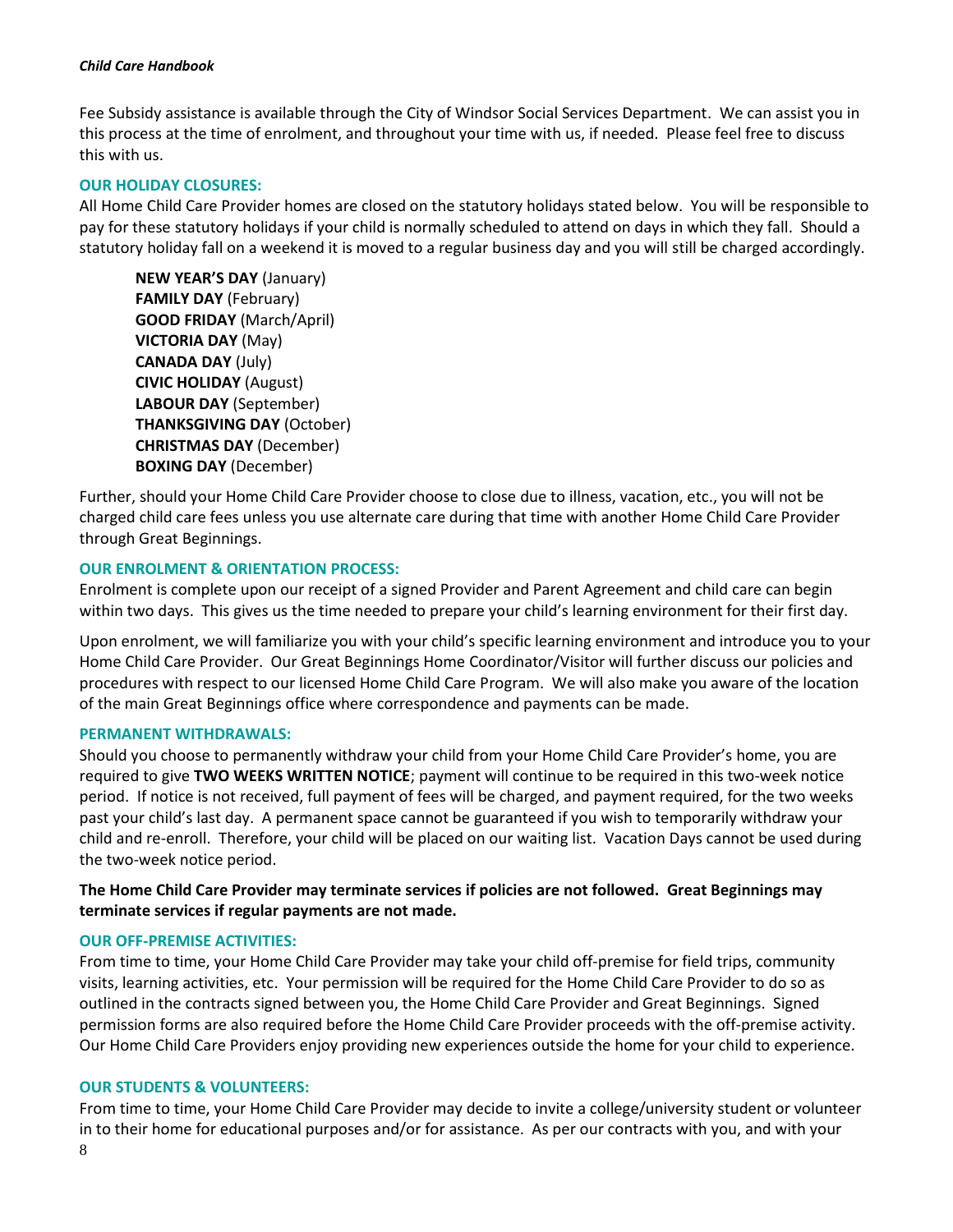Fee Subsidy assistance is available through the City of Windsor Social Services Department. We can assist you in this process at the time of enrolment, and throughout your time with us, if needed. Please feel free to discuss this with us.

### OUR HOLIDAY CLOSURES:

All Home Child Care Provider homes are closed on the statutory holidays stated below. You will be responsible to pay for these statutory holidays if your child is normally scheduled to attend on days in which they fall. Should a statutory holiday fall on a weekend it is moved to a regular business day and you will still be charged accordingly.

**NEW YEAR'S DAY** (January)
**FAMILY DAY** (February)
**GOOD FRIDAY** (March/April)
**VICTORIA DAY** (May)
**CANADA DAY** (July)
**CIVIC HOLIDAY** (August)
**LABOUR DAY** (September)
**THANKSGIVING DAY** (October)
**CHRISTMAS DAY** (December)
**BOXING DAY** (December)

Further, should your Home Child Care Provider choose to close due to illness, vacation, etc., you will not be charged child care fees unless you use alternate care during that time with another Home Child Care Provider through Great Beginnings.

### OUR ENROLMENT & ORIENTATION PROCESS:

Enrolment is complete upon our receipt of a signed Provider and Parent Agreement and child care can begin within two days. This gives us the time needed to prepare your child's learning environment for their first day.

Upon enrolment, we will familiarize you with your child's specific learning environment and introduce you to your Home Child Care Provider. Our Great Beginnings Home Coordinator/Visitor will further discuss our policies and procedures with respect to our licensed Home Child Care Program. We will also make you aware of the location of the main Great Beginnings office where correspondence and payments can be made.

### PERMANENT WITHDRAWALS:

Should you choose to permanently withdraw your child from your Home Child Care Provider's home, you are required to give **TWO WEEKS WRITTEN NOTICE**; payment will continue to be required in this two-week notice period. If notice is not received, full payment of fees will be charged, and payment required, for the two weeks past your child's last day. A permanent space cannot be guaranteed if you wish to temporarily withdraw your child and re-enroll. Therefore, your child will be placed on our waiting list. Vacation Days cannot be used during the two-week notice period.

**The Home Child Care Provider may terminate services if policies are not followed. Great Beginnings may terminate services if regular payments are not made.**

### OUR OFF-PREMISE ACTIVITIES:

From time to time, your Home Child Care Provider may take your child off-premise for field trips, community visits, learning activities, etc. Your permission will be required for the Home Child Care Provider to do so as outlined in the contracts signed between you, the Home Child Care Provider and Great Beginnings. Signed permission forms are also required before the Home Child Care Provider proceeds with the off-premise activity. Our Home Child Care Providers enjoy providing new experiences outside the home for your child to experience.

### OUR STUDENTS & VOLUNTEERS:

From time to time, your Home Child Care Provider may decide to invite a college/university student or volunteer in to their home for educational purposes and/or for assistance. As per our contracts with you, and with your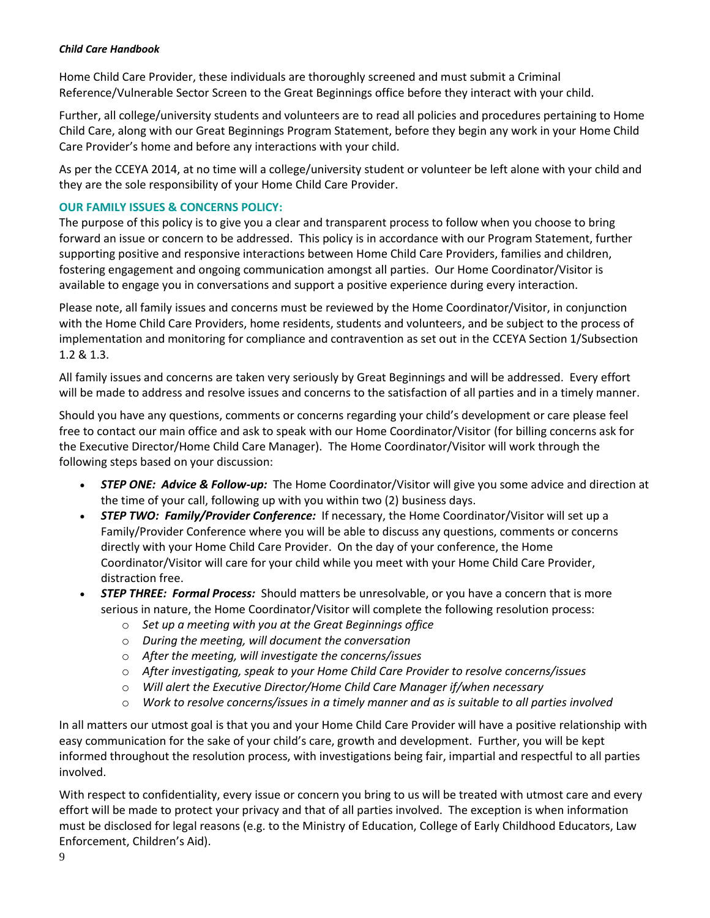Home Child Care Provider, these individuals are thoroughly screened and must submit a Criminal Reference/Vulnerable Sector Screen to the Great Beginnings office before they interact with your child.

Further, all college/university students and volunteers are to read all policies and procedures pertaining to Home Child Care, along with our Great Beginnings Program Statement, before they begin any work in your Home Child Care Provider's home and before any interactions with your child.

As per the CCEYA 2014, at no time will a college/university student or volunteer be left alone with your child and they are the sole responsibility of your Home Child Care Provider.

### OUR FAMILY ISSUES & CONCERNS POLICY:

The purpose of this policy is to give you a clear and transparent process to follow when you choose to bring forward an issue or concern to be addressed. This policy is in accordance with our Program Statement, further supporting positive and responsive interactions between Home Child Care Providers, families and children, fostering engagement and ongoing communication amongst all parties. Our Home Coordinator/Visitor is available to engage you in conversations and support a positive experience during every interaction.

Please note, all family issues and concerns must be reviewed by the Home Coordinator/Visitor, in conjunction with the Home Child Care Providers, home residents, students and volunteers, and be subject to the process of implementation and monitoring for compliance and contravention as set out in the CCEYA Section 1/Subsection 1.2 & 1.3.

All family issues and concerns are taken very seriously by Great Beginnings and will be addressed. Every effort will be made to address and resolve issues and concerns to the satisfaction of all parties and in a timely manner.

Should you have any questions, comments or concerns regarding your child's development or care please feel free to contact our main office and ask to speak with our Home Coordinator/Visitor (for billing concerns ask for the Executive Director/Home Child Care Manager). The Home Coordinator/Visitor will work through the following steps based on your discussion:

- ***STEP ONE: Advice & Follow-up:*** The Home Coordinator/Visitor will give you some advice and direction at the time of your call, following up with you within two (2) business days.
- ***STEP TWO: Family/Provider Conference:*** If necessary, the Home Coordinator/Visitor will set up a Family/Provider Conference where you will be able to discuss any questions, comments or concerns directly with your Home Child Care Provider. On the day of your conference, the Home Coordinator/Visitor will care for your child while you meet with your Home Child Care Provider, distraction free.
- ***STEP THREE: Formal Process:*** Should matters be unresolvable, or you have a concern that is more serious in nature, the Home Coordinator/Visitor will complete the following resolution process:
  - *Set up a meeting with you at the Great Beginnings office*
  - *During the meeting, will document the conversation*
  - *After the meeting, will investigate the concerns/issues*
  - *After investigating, speak to your Home Child Care Provider to resolve concerns/issues*
  - *Will alert the Executive Director/Home Child Care Manager if/when necessary*
  - *Work to resolve concerns/issues in a timely manner and as is suitable to all parties involved*

In all matters our utmost goal is that you and your Home Child Care Provider will have a positive relationship with easy communication for the sake of your child's care, growth and development. Further, you will be kept informed throughout the resolution process, with investigations being fair, impartial and respectful to all parties involved.

With respect to confidentiality, every issue or concern you bring to us will be treated with utmost care and every effort will be made to protect your privacy and that of all parties involved. The exception is when information must be disclosed for legal reasons (e.g. to the Ministry of Education, College of Early Childhood Educators, Law Enforcement, Children's Aid).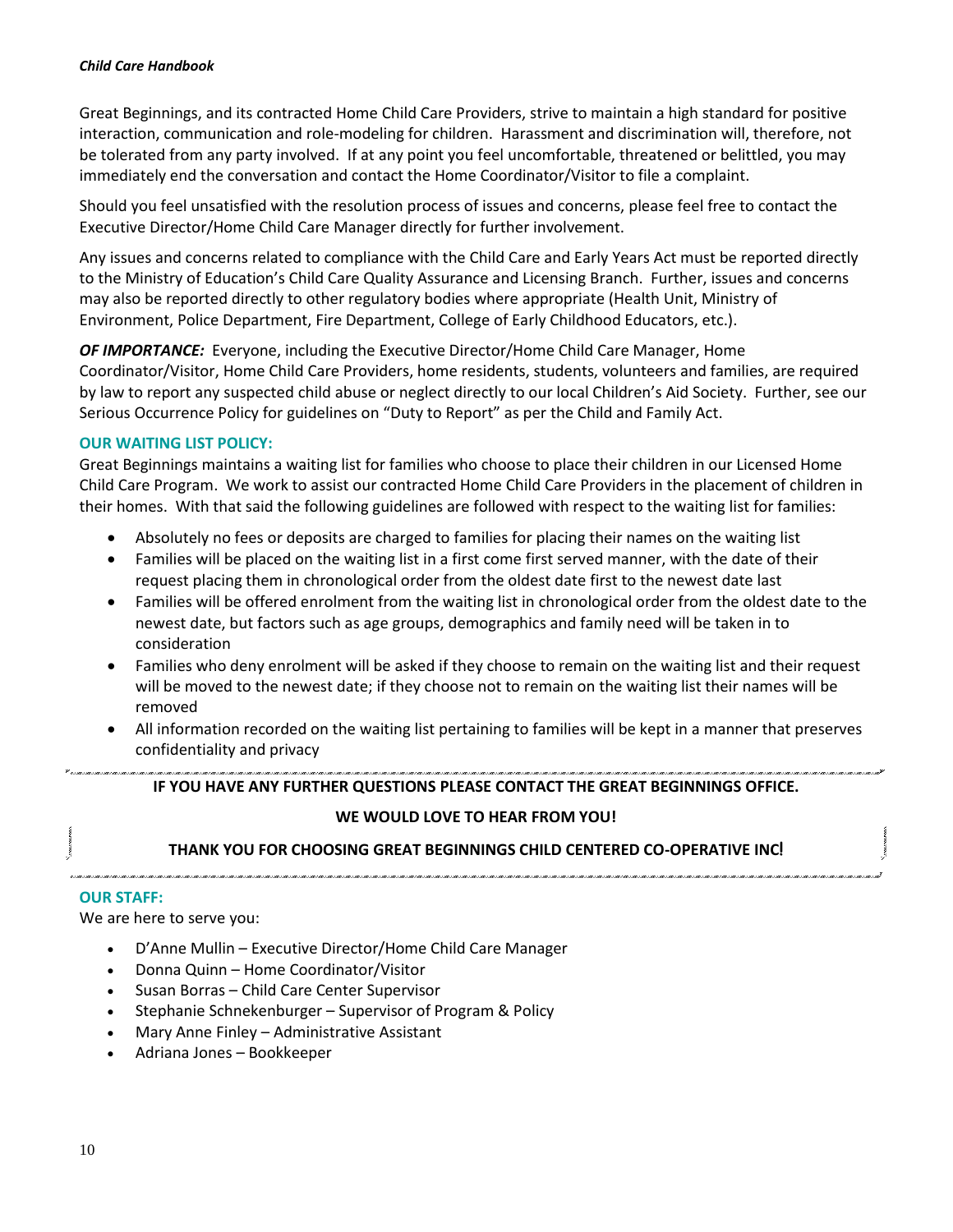Great Beginnings, and its contracted Home Child Care Providers, strive to maintain a high standard for positive interaction, communication and role-modeling for children. Harassment and discrimination will, therefore, not be tolerated from any party involved. If at any point you feel uncomfortable, threatened or belittled, you may immediately end the conversation and contact the Home Coordinator/Visitor to file a complaint.

Should you feel unsatisfied with the resolution process of issues and concerns, please feel free to contact the Executive Director/Home Child Care Manager directly for further involvement.

Any issues and concerns related to compliance with the Child Care and Early Years Act must be reported directly to the Ministry of Education's Child Care Quality Assurance and Licensing Branch. Further, issues and concerns may also be reported directly to other regulatory bodies where appropriate (Health Unit, Ministry of Environment, Police Department, Fire Department, College of Early Childhood Educators, etc.).

***OF IMPORTANCE:*** Everyone, including the Executive Director/Home Child Care Manager, Home Coordinator/Visitor, Home Child Care Providers, home residents, students, volunteers and families, are required by law to report any suspected child abuse or neglect directly to our local Children's Aid Society. Further, see our Serious Occurrence Policy for guidelines on "Duty to Report" as per the Child and Family Act.

### OUR WAITING LIST POLICY:

Great Beginnings maintains a waiting list for families who choose to place their children in our Licensed Home Child Care Program. We work to assist our contracted Home Child Care Providers in the placement of children in their homes. With that said the following guidelines are followed with respect to the waiting list for families:

- Absolutely no fees or deposits are charged to families for placing their names on the waiting list
- Families will be placed on the waiting list in a first come first served manner, with the date of their request placing them in chronological order from the oldest date first to the newest date last
- Families will be offered enrolment from the waiting list in chronological order from the oldest date to the newest date, but factors such as age groups, demographics and family need will be taken in to consideration
- Families who deny enrolment will be asked if they choose to remain on the waiting list and their request will be moved to the newest date; if they choose not to remain on the waiting list their names will be removed
- All information recorded on the waiting list pertaining to families will be kept in a manner that preserves confidentiality and privacy

**IF YOU HAVE ANY FURTHER QUESTIONS PLEASE CONTACT THE GREAT BEGINNINGS OFFICE.**

**WE WOULD LOVE TO HEAR FROM YOU!**

**THANK YOU FOR CHOOSING GREAT BEGINNINGS CHILD CENTERED CO-OPERATIVE INC!**

### OUR STAFF:

We are here to serve you:

- D'Anne Mullin – Executive Director/Home Child Care Manager
- Donna Quinn – Home Coordinator/Visitor
- Susan Borras – Child Care Center Supervisor
- Stephanie Schnekenburger – Supervisor of Program & Policy
- Mary Anne Finley – Administrative Assistant
- Adriana Jones – Bookkeeper